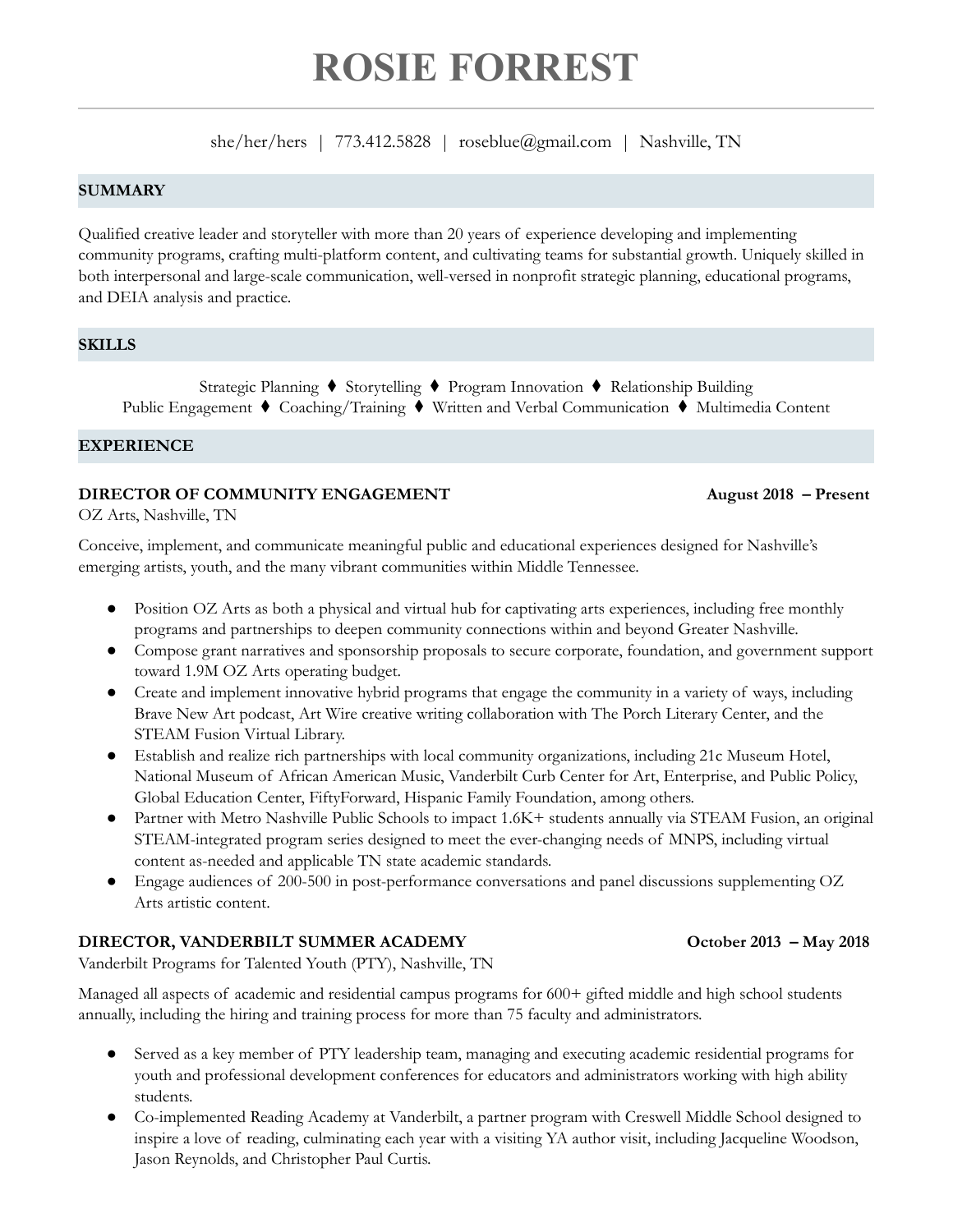# ROSIE FORREST

she/her/hers | 773.412.5828 | roseblue@gmail.com | Nashville, TN

## SUMMARY

Qualified creative leader and storyteller with more than 20 years of experience developing and implementing community programs, crafting multi-platform content, and cultivating teams for substantial growth. Uniquely skilled in both interpersonal and large-scale communication, well-versed in nonprofit strategic planning, educational programs, and DEIA analysis and practice.

## SKILLS

Strategic Planning ⧫ Storytelling ⧫ Program Innovation ⧫ Relationship Building
Public Engagement ⧫ Coaching/Training ⧫ Written and Verbal Communication ⧫ Multimedia Content

## EXPERIENCE

### DIRECTOR OF COMMUNITY ENGAGEMENT — August 2018 – Present

OZ Arts, Nashville, TN

Conceive, implement, and communicate meaningful public and educational experiences designed for Nashville's emerging artists, youth, and the many vibrant communities within Middle Tennessee.

- Position OZ Arts as both a physical and virtual hub for captivating arts experiences, including free monthly programs and partnerships to deepen community connections within and beyond Greater Nashville.
- Compose grant narratives and sponsorship proposals to secure corporate, foundation, and government support toward 1.9M OZ Arts operating budget.
- Create and implement innovative hybrid programs that engage the community in a variety of ways, including Brave New Art podcast, Art Wire creative writing collaboration with The Porch Literary Center, and the STEAM Fusion Virtual Library.
- Establish and realize rich partnerships with local community organizations, including 21c Museum Hotel, National Museum of African American Music, Vanderbilt Curb Center for Art, Enterprise, and Public Policy, Global Education Center, FiftyForward, Hispanic Family Foundation, among others.
- Partner with Metro Nashville Public Schools to impact 1.6K+ students annually via STEAM Fusion, an original STEAM-integrated program series designed to meet the ever-changing needs of MNPS, including virtual content as-needed and applicable TN state academic standards.
- Engage audiences of 200-500 in post-performance conversations and panel discussions supplementing OZ Arts artistic content.

### DIRECTOR, VANDERBILT SUMMER ACADEMY — October 2013 – May 2018

Vanderbilt Programs for Talented Youth (PTY), Nashville, TN

Managed all aspects of academic and residential campus programs for 600+ gifted middle and high school students annually, including the hiring and training process for more than 75 faculty and administrators.

- Served as a key member of PTY leadership team, managing and executing academic residential programs for youth and professional development conferences for educators and administrators working with high ability students.
- Co-implemented Reading Academy at Vanderbilt, a partner program with Creswell Middle School designed to inspire a love of reading, culminating each year with a visiting YA author visit, including Jacqueline Woodson, Jason Reynolds, and Christopher Paul Curtis.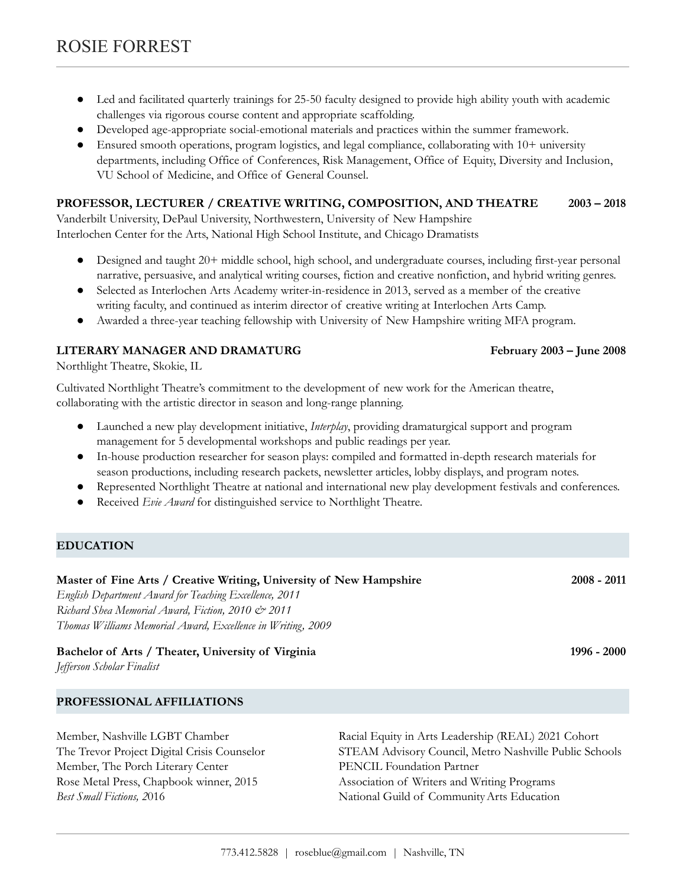- Led and facilitated quarterly trainings for 25-50 faculty designed to provide high ability youth with academic challenges via rigorous course content and appropriate scaffolding.
- Developed age-appropriate social-emotional materials and practices within the summer framework.
- Ensured smooth operations, program logistics, and legal compliance, collaborating with 10+ university departments, including Office of Conferences, Risk Management, Office of Equity, Diversity and Inclusion, VU School of Medicine, and Office of General Counsel.

**PROFESSOR, LECTURER / CREATIVE WRITING, COMPOSITION, AND THEATRE** **2003 – 2018**

Vanderbilt University, DePaul University, Northwestern, University of New Hampshire
Interlochen Center for the Arts, National High School Institute, and Chicago Dramatists

- Designed and taught 20+ middle school, high school, and undergraduate courses, including first-year personal narrative, persuasive, and analytical writing courses, fiction and creative nonfiction, and hybrid writing genres.
- Selected as Interlochen Arts Academy writer-in-residence in 2013, served as a member of the creative writing faculty, and continued as interim director of creative writing at Interlochen Arts Camp.
- Awarded a three-year teaching fellowship with University of New Hampshire writing MFA program.

**LITERARY MANAGER AND DRAMATURG** **February 2003 – June 2008**

Northlight Theatre, Skokie, IL

Cultivated Northlight Theatre's commitment to the development of new work for the American theatre, collaborating with the artistic director in season and long-range planning.

- Launched a new play development initiative, *Interplay*, providing dramaturgical support and program management for 5 developmental workshops and public readings per year.
- In-house production researcher for season plays: compiled and formatted in-depth research materials for season productions, including research packets, newsletter articles, lobby displays, and program notes.
- Represented Northlight Theatre at national and international new play development festivals and conferences.
- Received *Evie Award* for distinguished service to Northlight Theatre.

## EDUCATION

**Master of Fine Arts / Creative Writing, University of New Hampshire** **2008 - 2011**

*English Department Award for Teaching Excellence, 2011*
*Richard Shea Memorial Award, Fiction, 2010 & 2011*
*Thomas Williams Memorial Award, Excellence in Writing, 2009*

**Bachelor of Arts / Theater, University of Virginia** **1996 - 2000**

*Jefferson Scholar Finalist*

## PROFESSIONAL AFFILIATIONS

Member, Nashville LGBT Chamber
The Trevor Project Digital Crisis Counselor
Member, The Porch Literary Center
Rose Metal Press, Chapbook winner, 2015
*Best Small Fictions, 2*016

Racial Equity in Arts Leadership (REAL) 2021 Cohort
STEAM Advisory Council, Metro Nashville Public Schools
PENCIL Foundation Partner
Association of Writers and Writing Programs
National Guild of Community Arts Education

773.412.5828 | roseblue@gmail.com | Nashville, TN